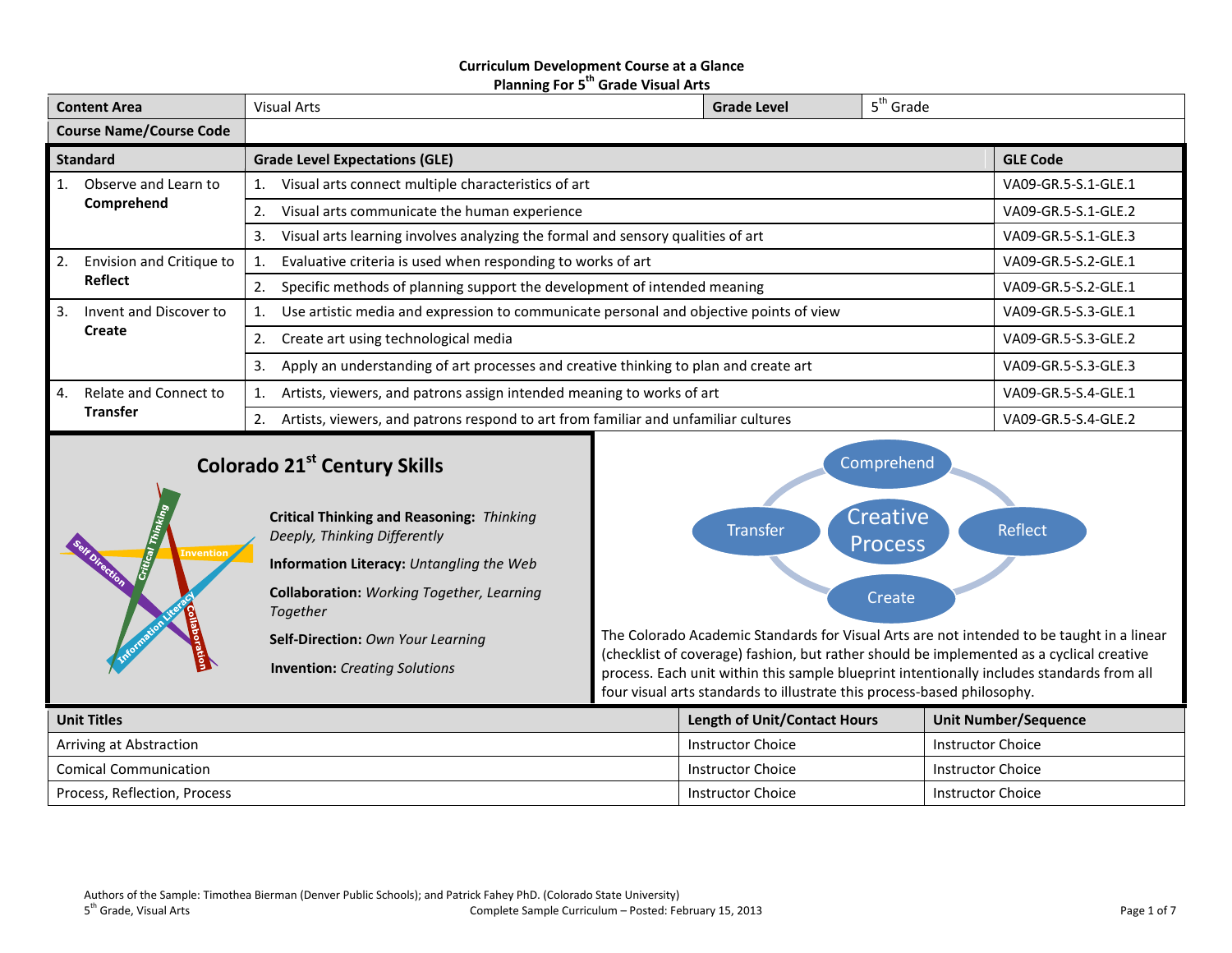**Curriculum Development Course at a Glance**
**Planning For 5th Grade Visual Arts**

| Content Area | Visual Arts | Grade Level | 5th Grade |
|---|---|---|---|
| Course Name/Course Code | | | |

| Standard | Grade Level Expectations (GLE) | GLE Code |
|---|---|---|
| 1. Observe and Learn to **Comprehend** | 1. Visual arts connect multiple characteristics of art | VA09-GR.5-S.1-GLE.1 |
| | 2. Visual arts communicate the human experience | VA09-GR.5-S.1-GLE.2 |
| | 3. Visual arts learning involves analyzing the formal and sensory qualities of art | VA09-GR.5-S.1-GLE.3 |
| 2. Envision and Critique to **Reflect** | 1. Evaluative criteria is used when responding to works of art | VA09-GR.5-S.2-GLE.1 |
| | 2. Specific methods of planning support the development of intended meaning | VA09-GR.5-S.2-GLE.1 |
| 3. Invent and Discover to **Create** | 1. Use artistic media and expression to communicate personal and objective points of view | VA09-GR.5-S.3-GLE.1 |
| | 2. Create art using technological media | VA09-GR.5-S.3-GLE.2 |
| | 3. Apply an understanding of art processes and creative thinking to plan and create art | VA09-GR.5-S.3-GLE.3 |
| 4. Relate and Connect to **Transfer** | 1. Artists, viewers, and patrons assign intended meaning to works of art | VA09-GR.5-S.4-GLE.1 |
| | 2. Artists, viewers, and patrons respond to art from familiar and unfamiliar cultures | VA09-GR.5-S.4-GLE.2 |

## Colorado 21st Century Skills

**Critical Thinking and Reasoning:** *Thinking Deeply, Thinking Differently*

**Information Literacy:** *Untangling the Web*

**Collaboration:** *Working Together, Learning Together*

**Self-Direction:** *Own Your Learning*

**Invention:** *Creating Solutions*

Creative Process: Comprehend, Reflect, Create, Transfer

The Colorado Academic Standards for Visual Arts are not intended to be taught in a linear (checklist of coverage) fashion, but rather should be implemented as a cyclical creative process. Each unit within this sample blueprint intentionally includes standards from all four visual arts standards to illustrate this process-based philosophy.

| Unit Titles | Length of Unit/Contact Hours | Unit Number/Sequence |
|---|---|---|
| Arriving at Abstraction | Instructor Choice | Instructor Choice |
| Comical Communication | Instructor Choice | Instructor Choice |
| Process, Reflection, Process | Instructor Choice | Instructor Choice |

Authors of the Sample: Timothea Bierman (Denver Public Schools); and Patrick Fahey PhD. (Colorado State University)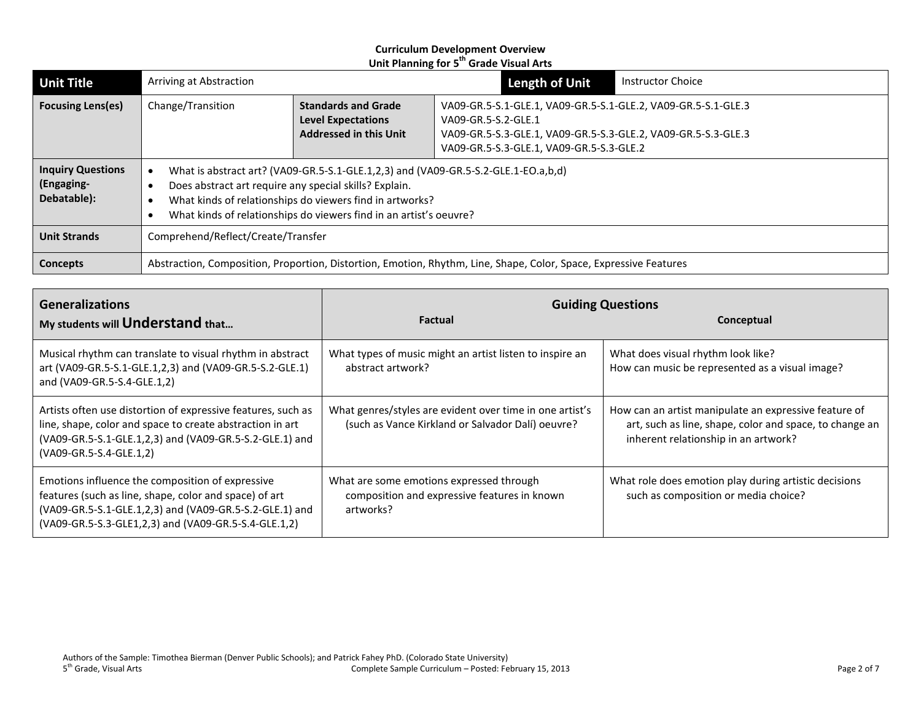**Curriculum Development Overview**
**Unit Planning for 5th Grade Visual Arts**

| **Unit Title** | Arriving at Abstraction | | | **Length of Unit** | Instructor Choice |
|---|---|---|---|---|---|
| **Focusing Lens(es)** | Change/Transition | **Standards and Grade Level Expectations Addressed in this Unit** | VA09-GR.5-S.1-GLE.1, VA09-GR.5-S.1-GLE.2, VA09-GR.5-S.1-GLE.3<br>VA09-GR.5-S.2-GLE.1<br>VA09-GR.5-S.3-GLE.1, VA09-GR.5-S.3-GLE.2, VA09-GR.5-S.3-GLE.3<br>VA09-GR.5-S.3-GLE.1, VA09-GR.5-S.3-GLE.2 | | |
| **Inquiry Questions (Engaging-Debatable):** | • What is abstract art? (VA09-GR.5-S.1-GLE.1,2,3) and (VA09-GR.5-S.2-GLE.1-EO.a,b,d)<br>• Does abstract art require any special skills? Explain.<br>• What kinds of relationships do viewers find in artworks?<br>• What kinds of relationships do viewers find in an artist's oeuvre? | | | | |
| **Unit Strands** | Comprehend/Reflect/Create/Transfer | | | | |
| **Concepts** | Abstraction, Composition, Proportion, Distortion, Emotion, Rhythm, Line, Shape, Color, Space, Expressive Features | | | | |

| **Generalizations**<br>**My students will Understand that…** | **Guiding Questions**<br>**Factual** | **Conceptual** |
|---|---|---|
| Musical rhythm can translate to visual rhythm in abstract art (VA09-GR.5-S.1-GLE.1,2,3) and (VA09-GR.5-S.2-GLE.1) and (VA09-GR.5-S.4-GLE.1,2) | What types of music might an artist listen to inspire an abstract artwork? | What does visual rhythm look like?<br>How can music be represented as a visual image? |
| Artists often use distortion of expressive features, such as line, shape, color and space to create abstraction in art (VA09-GR.5-S.1-GLE.1,2,3) and (VA09-GR.5-S.2-GLE.1) and (VA09-GR.5-S.4-GLE.1,2) | What genres/styles are evident over time in one artist's (such as Vance Kirkland or Salvador Dalí) oeuvre? | How can an artist manipulate an expressive feature of art, such as line, shape, color and space, to change an inherent relationship in an artwork? |
| Emotions influence the composition of expressive features (such as line, shape, color and space) of art (VA09-GR.5-S.1-GLE.1,2,3) and (VA09-GR.5-S.2-GLE.1) and (VA09-GR.5-S.3-GLE1,2,3) and (VA09-GR.5-S.4-GLE.1,2) | What are some emotions expressed through composition and expressive features in known artworks? | What role does emotion play during artistic decisions such as composition or media choice? |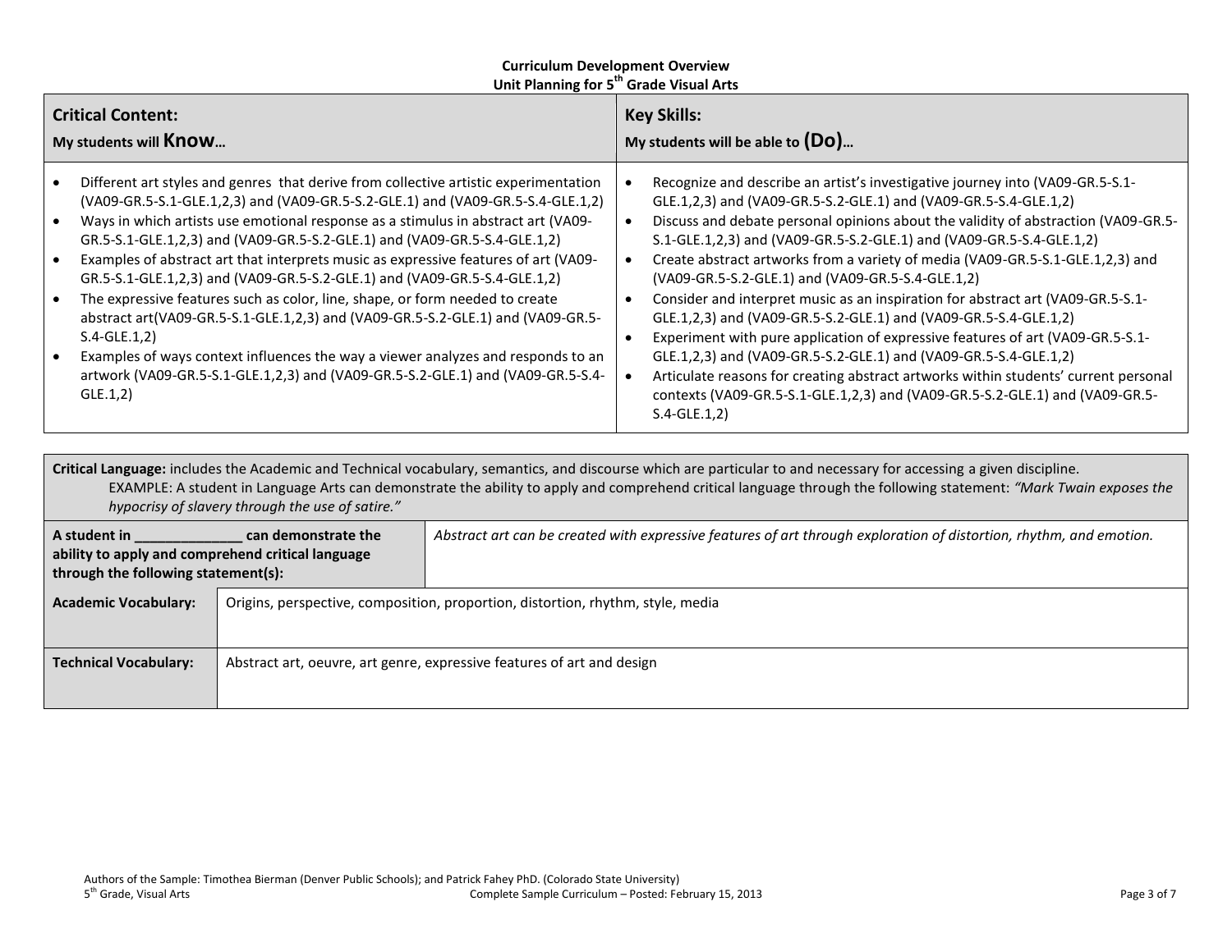**Curriculum Development Overview**
**Unit Planning for 5th Grade Visual Arts**

| **Critical Content:** My students will **Know**… | **Key Skills:** My students will be able to **(Do)**… |
|---|---|
| • Different art styles and genres that derive from collective artistic experimentation (VA09-GR.5-S.1-GLE.1,2,3) and (VA09-GR.5-S.2-GLE.1) and (VA09-GR.5-S.4-GLE.1,2)<br>• Ways in which artists use emotional response as a stimulus in abstract art (VA09-GR.5-S.1-GLE.1,2,3) and (VA09-GR.5-S.2-GLE.1) and (VA09-GR.5-S.4-GLE.1,2)<br>• Examples of abstract art that interprets music as expressive features of art (VA09-GR.5-S.1-GLE.1,2,3) and (VA09-GR.5-S.2-GLE.1) and (VA09-GR.5-S.4-GLE.1,2)<br>• The expressive features such as color, line, shape, or form needed to create abstract art(VA09-GR.5-S.1-GLE.1,2,3) and (VA09-GR.5-S.2-GLE.1) and (VA09-GR.5-S.4-GLE.1,2)<br>• Examples of ways context influences the way a viewer analyzes and responds to an artwork (VA09-GR.5-S.1-GLE.1,2,3) and (VA09-GR.5-S.2-GLE.1) and (VA09-GR.5-S.4-GLE.1,2) | • Recognize and describe an artist's investigative journey into (VA09-GR.5-S.1-GLE.1,2,3) and (VA09-GR.5-S.2-GLE.1) and (VA09-GR.5-S.4-GLE.1,2)<br>• Discuss and debate personal opinions about the validity of abstraction (VA09-GR.5-S.1-GLE.1,2,3) and (VA09-GR.5-S.2-GLE.1) and (VA09-GR.5-S.4-GLE.1,2)<br>• Create abstract artworks from a variety of media (VA09-GR.5-S.1-GLE.1,2,3) and (VA09-GR.5-S.2-GLE.1) and (VA09-GR.5-S.4-GLE.1,2)<br>• Consider and interpret music as an inspiration for abstract art (VA09-GR.5-S.1-GLE.1,2,3) and (VA09-GR.5-S.2-GLE.1) and (VA09-GR.5-S.4-GLE.1,2)<br>• Experiment with pure application of expressive features of art (VA09-GR.5-S.1-GLE.1,2,3) and (VA09-GR.5-S.2-GLE.1) and (VA09-GR.5-S.4-GLE.1,2)<br>• Articulate reasons for creating abstract artworks within students' current personal contexts (VA09-GR.5-S.1-GLE.1,2,3) and (VA09-GR.5-S.2-GLE.1) and (VA09-GR.5-S.4-GLE.1,2) |

| **Critical Language:** includes the Academic and Technical vocabulary, semantics, and discourse which are particular to and necessary for accessing a given discipline. EXAMPLE: A student in Language Arts can demonstrate the ability to apply and comprehend critical language through the following statement: *"Mark Twain exposes the hypocrisy of slavery through the use of satire."* | |
|---|---|
| **A student in ______________ can demonstrate the ability to apply and comprehend critical language through the following statement(s):** | *Abstract art can be created with expressive features of art through exploration of distortion, rhythm, and emotion.* |
| **Academic Vocabulary:** | Origins, perspective, composition, proportion, distortion, rhythm, style, media |
| **Technical Vocabulary:** | Abstract art, oeuvre, art genre, expressive features of art and design |

Authors of the Sample: Timothea Bierman (Denver Public Schools); and Patrick Fahey PhD. (Colorado State University)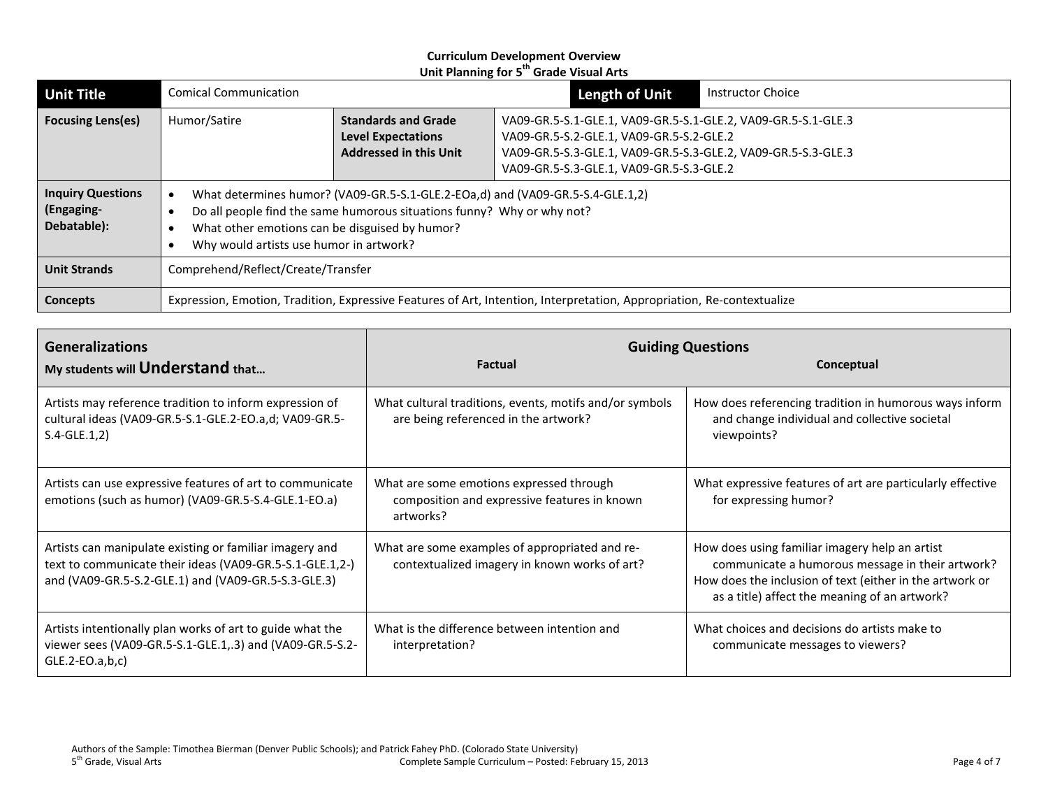**Curriculum Development Overview**
**Unit Planning for 5th Grade Visual Arts**

| **Unit Title** | Comical Communication | | | **Length of Unit** | Instructor Choice |
|---|---|---|---|---|---|
| **Focusing Lens(es)** | Humor/Satire | **Standards and Grade Level Expectations Addressed in this Unit** | VA09-GR.5-S.1-GLE.1, VA09-GR.5-S.1-GLE.2, VA09-GR.5-S.1-GLE.3<br>VA09-GR.5-S.2-GLE.1, VA09-GR.5-S.2-GLE.2<br>VA09-GR.5-S.3-GLE.1, VA09-GR.5-S.3-GLE.2, VA09-GR.5-S.3-GLE.3<br>VA09-GR.5-S.3-GLE.1, VA09-GR.5-S.3-GLE.2 | | |
| **Inquiry Questions (Engaging-Debatable):** | • What determines humor? (VA09-GR.5-S.1-GLE.2-EOa,d) and (VA09-GR.5-S.4-GLE.1,2)<br>• Do all people find the same humorous situations funny? Why or why not?<br>• What other emotions can be disguised by humor?<br>• Why would artists use humor in artwork? | | | | |
| **Unit Strands** | Comprehend/Reflect/Create/Transfer | | | | |
| **Concepts** | Expression, Emotion, Tradition, Expressive Features of Art, Intention, Interpretation, Appropriation, Re-contextualize | | | | |

| **Generalizations**<br>**My students will Understand that…** | **Guiding Questions**<br>**Factual** | **Conceptual** |
|---|---|---|
| Artists may reference tradition to inform expression of cultural ideas (VA09-GR.5-S.1-GLE.2-EO.a,d; VA09-GR.5-S.4-GLE.1,2) | What cultural traditions, events, motifs and/or symbols are being referenced in the artwork? | How does referencing tradition in humorous ways inform and change individual and collective societal viewpoints? |
| Artists can use expressive features of art to communicate emotions (such as humor) (VA09-GR.5-S.4-GLE.1-EO.a) | What are some emotions expressed through composition and expressive features in known artworks? | What expressive features of art are particularly effective for expressing humor? |
| Artists can manipulate existing or familiar imagery and text to communicate their ideas (VA09-GR.5-S.1-GLE.1,2-) and (VA09-GR.5-S.2-GLE.1) and (VA09-GR.5-S.3-GLE.3) | What are some examples of appropriated and re-contextualized imagery in known works of art? | How does using familiar imagery help an artist communicate a humorous message in their artwork?<br>How does the inclusion of text (either in the artwork or as a title) affect the meaning of an artwork? |
| Artists intentionally plan works of art to guide what the viewer sees (VA09-GR.5-S.1-GLE.1,.3) and (VA09-GR.5-S.2-GLE.2-EO.a,b,c) | What is the difference between intention and interpretation? | What choices and decisions do artists make to communicate messages to viewers? |

Authors of the Sample: Timothea Bierman (Denver Public Schools); and Patrick Fahey PhD. (Colorado State University)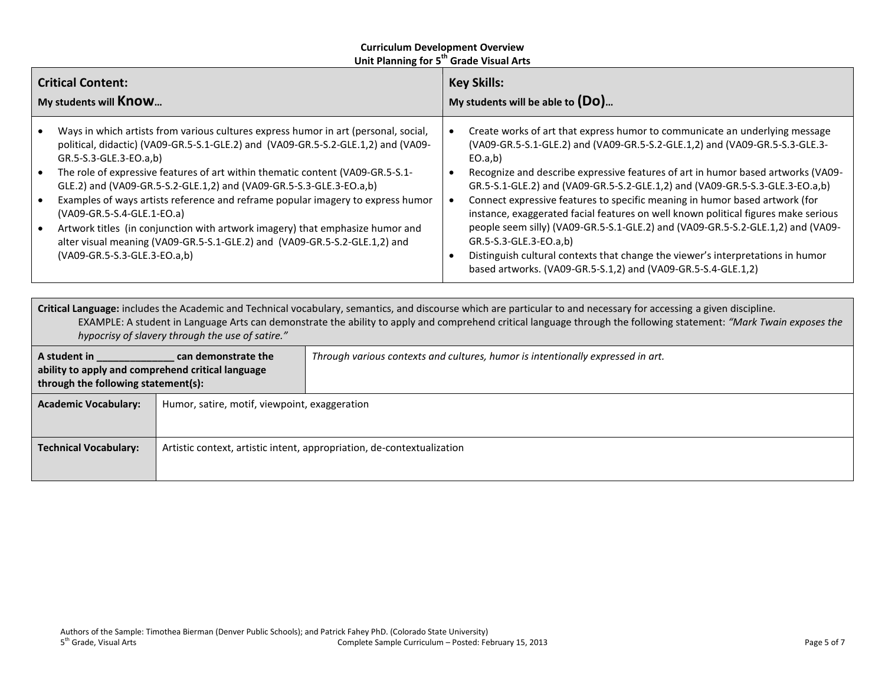**Curriculum Development Overview**
**Unit Planning for 5th Grade Visual Arts**

| **Critical Content:** My students will **Know**… | **Key Skills:** My students will be able to **(Do)**… |
|---|---|
| • Ways in which artists from various cultures express humor in art (personal, social, political, didactic) (VA09-GR.5-S.1-GLE.2) and (VA09-GR.5-S.2-GLE.1,2) and (VA09-GR.5-S.3-GLE.3-EO.a,b)<br>• The role of expressive features of art within thematic content (VA09-GR.5-S.1-GLE.2) and (VA09-GR.5-S.2-GLE.1,2) and (VA09-GR.5-S.3-GLE.3-EO.a,b)<br>• Examples of ways artists reference and reframe popular imagery to express humor (VA09-GR.5-S.4-GLE.1-EO.a)<br>• Artwork titles (in conjunction with artwork imagery) that emphasize humor and alter visual meaning (VA09-GR.5-S.1-GLE.2) and (VA09-GR.5-S.2-GLE.1,2) and (VA09-GR.5-S.3-GLE.3-EO.a,b) | • Create works of art that express humor to communicate an underlying message (VA09-GR.5-S.1-GLE.2) and (VA09-GR.5-S.2-GLE.1,2) and (VA09-GR.5-S.3-GLE.3-EO.a,b)<br>• Recognize and describe expressive features of art in humor based artworks (VA09-GR.5-S.1-GLE.2) and (VA09-GR.5-S.2-GLE.1,2) and (VA09-GR.5-S.3-GLE.3-EO.a,b)<br>• Connect expressive features to specific meaning in humor based artwork (for instance, exaggerated facial features on well known political figures make serious people seem silly) (VA09-GR.5-S.1-GLE.2) and (VA09-GR.5-S.2-GLE.1,2) and (VA09-GR.5-S.3-GLE.3-EO.a,b)<br>• Distinguish cultural contexts that change the viewer's interpretations in humor based artworks. (VA09-GR.5-S.1,2) and (VA09-GR.5-S.4-GLE.1,2) |

**Critical Language:** includes the Academic and Technical vocabulary, semantics, and discourse which are particular to and necessary for accessing a given discipline.
EXAMPLE: A student in Language Arts can demonstrate the ability to apply and comprehend critical language through the following statement: *"Mark Twain exposes the hypocrisy of slavery through the use of satire."*

| **A student in ______________ can demonstrate the ability to apply and comprehend critical language through the following statement(s):** | *Through various contexts and cultures, humor is intentionally expressed in art.* |
|---|---|
| **Academic Vocabulary:** | Humor, satire, motif, viewpoint, exaggeration |
| **Technical Vocabulary:** | Artistic context, artistic intent, appropriation, de-contextualization |

Authors of the Sample: Timothea Bierman (Denver Public Schools); and Patrick Fahey PhD. (Colorado State University)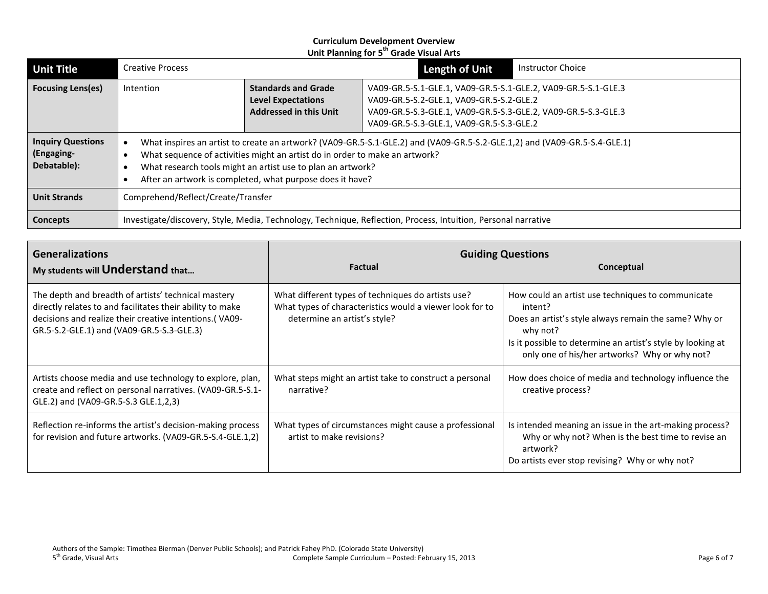**Curriculum Development Overview**
**Unit Planning for 5th Grade Visual Arts**

| **Unit Title** | Creative Process | | **Length of Unit** | Instructor Choice |
|---|---|---|---|---|
| **Focusing Lens(es)** | Intention | **Standards and Grade Level Expectations Addressed in this Unit** | VA09-GR.5-S.1-GLE.1, VA09-GR.5-S.1-GLE.2, VA09-GR.5-S.1-GLE.3<br>VA09-GR.5-S.2-GLE.1, VA09-GR.5-S.2-GLE.2<br>VA09-GR.5-S.3-GLE.1, VA09-GR.5-S.3-GLE.2, VA09-GR.5-S.3-GLE.3<br>VA09-GR.5-S.3-GLE.1, VA09-GR.5-S.3-GLE.2 | |
| **Inquiry Questions (Engaging-Debatable):** | • What inspires an artist to create an artwork? (VA09-GR.5-S.1-GLE.2) and (VA09-GR.5-S.2-GLE.1,2) and (VA09-GR.5-S.4-GLE.1)<br>• What sequence of activities might an artist do in order to make an artwork?<br>• What research tools might an artist use to plan an artwork?<br>• After an artwork is completed, what purpose does it have? | | | |
| **Unit Strands** | Comprehend/Reflect/Create/Transfer | | | |
| **Concepts** | Investigate/discovery, Style, Media, Technology, Technique, Reflection, Process, Intuition, Personal narrative | | | |

| **Generalizations**<br>**My students will Understand that…** | **Guiding Questions**<br>**Factual** | **Conceptual** |
|---|---|---|
| The depth and breadth of artists' technical mastery directly relates to and facilitates their ability to make decisions and realize their creative intentions.( VA09-GR.5-S.2-GLE.1) and (VA09-GR.5-S.3-GLE.3) | What different types of techniques do artists use?<br>What types of characteristics would a viewer look for to determine an artist's style? | How could an artist use techniques to communicate intent?<br>Does an artist's style always remain the same? Why or why not?<br>Is it possible to determine an artist's style by looking at only one of his/her artworks? Why or why not? |
| Artists choose media and use technology to explore, plan, create and reflect on personal narratives. (VA09-GR.5-S.1-GLE.2) and (VA09-GR.5-S.3 GLE.1,2,3) | What steps might an artist take to construct a personal narrative? | How does choice of media and technology influence the creative process? |
| Reflection re-informs the artist's decision-making process for revision and future artworks. (VA09-GR.5-S.4-GLE.1,2) | What types of circumstances might cause a professional artist to make revisions? | Is intended meaning an issue in the art-making process? Why or why not? When is the best time to revise an artwork?<br>Do artists ever stop revising? Why or why not? |

Authors of the Sample: Timothea Bierman (Denver Public Schools); and Patrick Fahey PhD. (Colorado State University)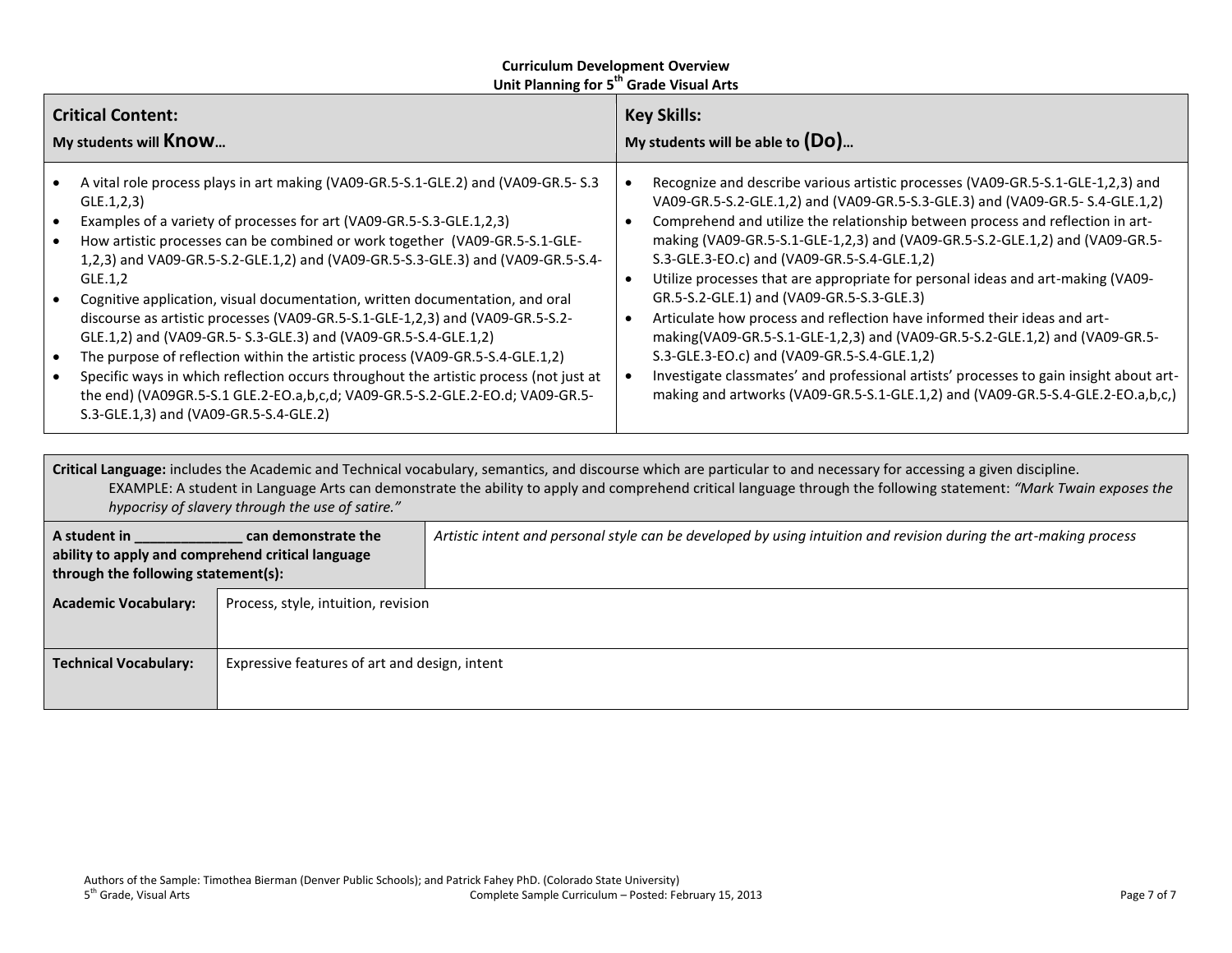**Curriculum Development Overview**
**Unit Planning for 5th Grade Visual Arts**

| **Critical Content:** My students will **Know**… | **Key Skills:** My students will be able to **(Do)**… |
| --- | --- |
| • A vital role process plays in art making (VA09-GR.5-S.1-GLE.2) and (VA09-GR.5- S.3 GLE.1,2,3)<br>• Examples of a variety of processes for art (VA09-GR.5-S.3-GLE.1,2,3)<br>• How artistic processes can be combined or work together (VA09-GR.5-S.1-GLE-1,2,3) and VA09-GR.5-S.2-GLE.1,2) and (VA09-GR.5-S.3-GLE.3) and (VA09-GR.5-S.4-GLE.1,2<br>• Cognitive application, visual documentation, written documentation, and oral discourse as artistic processes (VA09-GR.5-S.1-GLE-1,2,3) and (VA09-GR.5-S.2-GLE.1,2) and (VA09-GR.5- S.3-GLE.3) and (VA09-GR.5-S.4-GLE.1,2)<br>• The purpose of reflection within the artistic process (VA09-GR.5-S.4-GLE.1,2)<br>• Specific ways in which reflection occurs throughout the artistic process (not just at the end) (VA09GR.5-S.1 GLE.2-EO.a,b,c,d; VA09-GR.5-S.2-GLE.2-EO.d; VA09-GR.5-S.3-GLE.1,3) and (VA09-GR.5-S.4-GLE.2) | • Recognize and describe various artistic processes (VA09-GR.5-S.1-GLE-1,2,3) and VA09-GR.5-S.2-GLE.1,2) and (VA09-GR.5-S.3-GLE.3) and (VA09-GR.5- S.4-GLE.1,2)<br>• Comprehend and utilize the relationship between process and reflection in art-making (VA09-GR.5-S.1-GLE-1,2,3) and (VA09-GR.5-S.2-GLE.1,2) and (VA09-GR.5-S.3-GLE.3-EO.c) and (VA09-GR.5-S.4-GLE.1,2)<br>• Utilize processes that are appropriate for personal ideas and art-making (VA09-GR.5-S.2-GLE.1) and (VA09-GR.5-S.3-GLE.3)<br>• Articulate how process and reflection have informed their ideas and art-making(VA09-GR.5-S.1-GLE-1,2,3) and (VA09-GR.5-S.2-GLE.1,2) and (VA09-GR.5-S.3-GLE.3-EO.c) and (VA09-GR.5-S.4-GLE.1,2)<br>• Investigate classmates' and professional artists' processes to gain insight about art-making and artworks (VA09-GR.5-S.1-GLE.1,2) and (VA09-GR.5-S.4-GLE.2-EO.a,b,c,) |

**Critical Language:** includes the Academic and Technical vocabulary, semantics, and discourse which are particular to and necessary for accessing a given discipline.
EXAMPLE: A student in Language Arts can demonstrate the ability to apply and comprehend critical language through the following statement: *"Mark Twain exposes the hypocrisy of slavery through the use of satire."*

| | |
| --- | --- |
| **A student in ______________ can demonstrate the ability to apply and comprehend critical language through the following statement(s):** | *Artistic intent and personal style can be developed by using intuition and revision during the art-making process* |
| **Academic Vocabulary:** | Process, style, intuition, revision |
| **Technical Vocabulary:** | Expressive features of art and design, intent |

Authors of the Sample: Timothea Bierman (Denver Public Schools); and Patrick Fahey PhD. (Colorado State University)
5th Grade, Visual Arts Complete Sample Curriculum – Posted: February 15, 2013